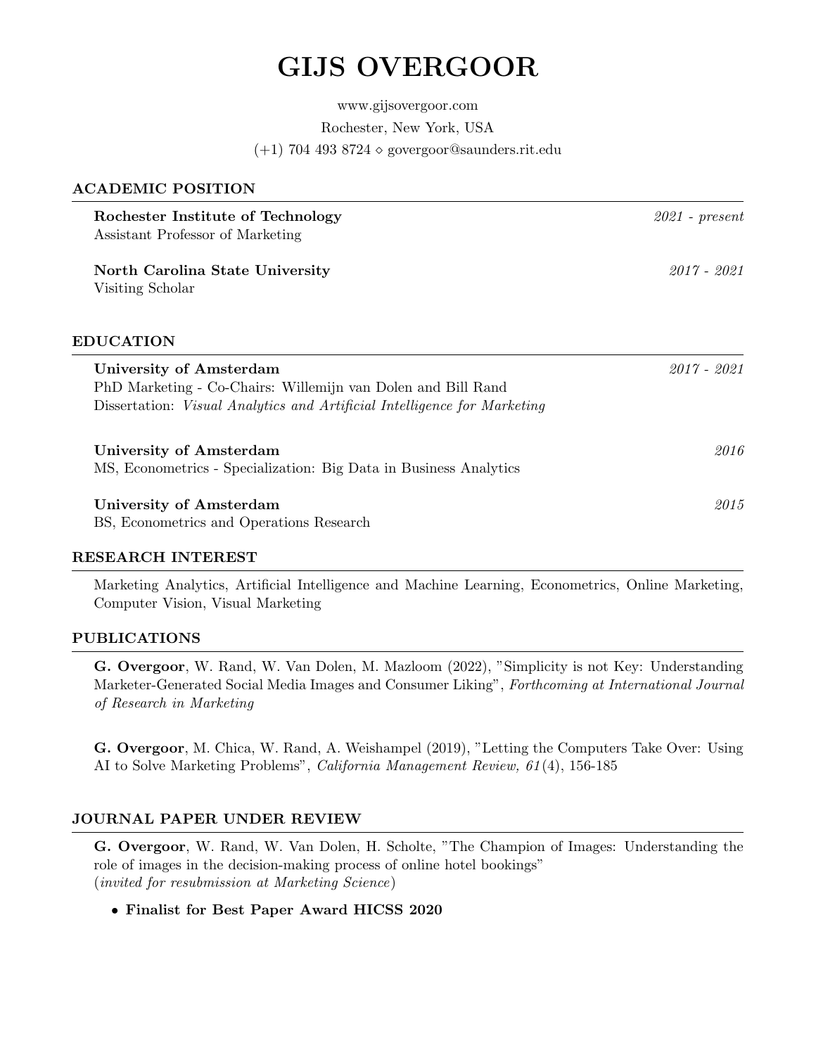# GIJS OVERGOOR

www.gijsovergoor.com

Rochester, New York, USA

(+1) 704 493 8724 ⋄ govergoor@saunders.rit.edu

## ACADEMIC POSITION

**Rochester Institute of Technology** *2021 - present*
Assistant Professor of Marketing

**North Carolina State University** *2017 - 2021*
Visiting Scholar

## EDUCATION

**University of Amsterdam** *2017 - 2021*
PhD Marketing - Co-Chairs: Willemijn van Dolen and Bill Rand
Dissertation: *Visual Analytics and Artificial Intelligence for Marketing*

**University of Amsterdam** *2016*
MS, Econometrics - Specialization: Big Data in Business Analytics

**University of Amsterdam** *2015*
BS, Econometrics and Operations Research

## RESEARCH INTEREST

Marketing Analytics, Artificial Intelligence and Machine Learning, Econometrics, Online Marketing, Computer Vision, Visual Marketing

## PUBLICATIONS

**G. Overgoor**, W. Rand, W. Van Dolen, M. Mazloom (2022), "Simplicity is not Key: Understanding Marketer-Generated Social Media Images and Consumer Liking", *Forthcoming at International Journal of Research in Marketing*

**G. Overgoor**, M. Chica, W. Rand, A. Weishampel (2019), "Letting the Computers Take Over: Using AI to Solve Marketing Problems", *California Management Review, 61*(4), 156-185

## JOURNAL PAPER UNDER REVIEW

**G. Overgoor**, W. Rand, W. Van Dolen, H. Scholte, "The Champion of Images: Understanding the role of images in the decision-making process of online hotel bookings"
(*invited for resubmission at Marketing Science*)

- **Finalist for Best Paper Award HICSS 2020**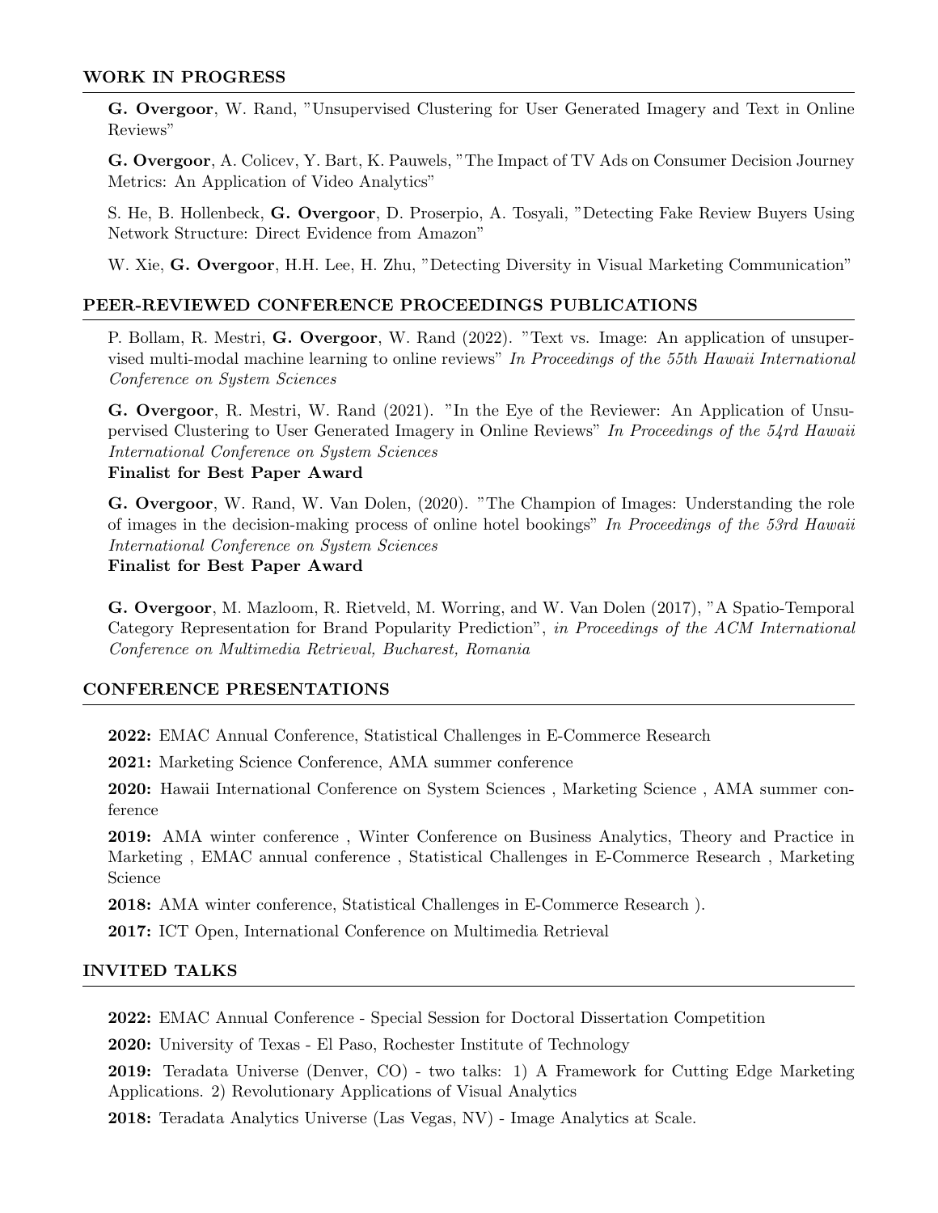## WORK IN PROGRESS

**G. Overgoor**, W. Rand, "Unsupervised Clustering for User Generated Imagery and Text in Online Reviews"

**G. Overgoor**, A. Colicev, Y. Bart, K. Pauwels, "The Impact of TV Ads on Consumer Decision Journey Metrics: An Application of Video Analytics"

S. He, B. Hollenbeck, **G. Overgoor**, D. Proserpio, A. Tosyali, "Detecting Fake Review Buyers Using Network Structure: Direct Evidence from Amazon"

W. Xie, **G. Overgoor**, H.H. Lee, H. Zhu, "Detecting Diversity in Visual Marketing Communication"

## PEER-REVIEWED CONFERENCE PROCEEDINGS PUBLICATIONS

P. Bollam, R. Mestri, **G. Overgoor**, W. Rand (2022). "Text vs. Image: An application of unsupervised multi-modal machine learning to online reviews" *In Proceedings of the 55th Hawaii International Conference on System Sciences*

**G. Overgoor**, R. Mestri, W. Rand (2021). "In the Eye of the Reviewer: An Application of Unsupervised Clustering to User Generated Imagery in Online Reviews" *In Proceedings of the 54rd Hawaii International Conference on System Sciences*
**Finalist for Best Paper Award**

**G. Overgoor**, W. Rand, W. Van Dolen, (2020). "The Champion of Images: Understanding the role of images in the decision-making process of online hotel bookings" *In Proceedings of the 53rd Hawaii International Conference on System Sciences*
**Finalist for Best Paper Award**

**G. Overgoor**, M. Mazloom, R. Rietveld, M. Worring, and W. Van Dolen (2017), "A Spatio-Temporal Category Representation for Brand Popularity Prediction", *in Proceedings of the ACM International Conference on Multimedia Retrieval, Bucharest, Romania*

## CONFERENCE PRESENTATIONS

**2022:** EMAC Annual Conference, Statistical Challenges in E-Commerce Research

**2021:** Marketing Science Conference, AMA summer conference

**2020:** Hawaii International Conference on System Sciences , Marketing Science , AMA summer conference

**2019:** AMA winter conference , Winter Conference on Business Analytics, Theory and Practice in Marketing , EMAC annual conference , Statistical Challenges in E-Commerce Research , Marketing Science

**2018:** AMA winter conference, Statistical Challenges in E-Commerce Research ).

**2017:** ICT Open, International Conference on Multimedia Retrieval

## INVITED TALKS

**2022:** EMAC Annual Conference - Special Session for Doctoral Dissertation Competition

**2020:** University of Texas - El Paso, Rochester Institute of Technology

**2019:** Teradata Universe (Denver, CO) - two talks: 1) A Framework for Cutting Edge Marketing Applications. 2) Revolutionary Applications of Visual Analytics

**2018:** Teradata Analytics Universe (Las Vegas, NV) - Image Analytics at Scale.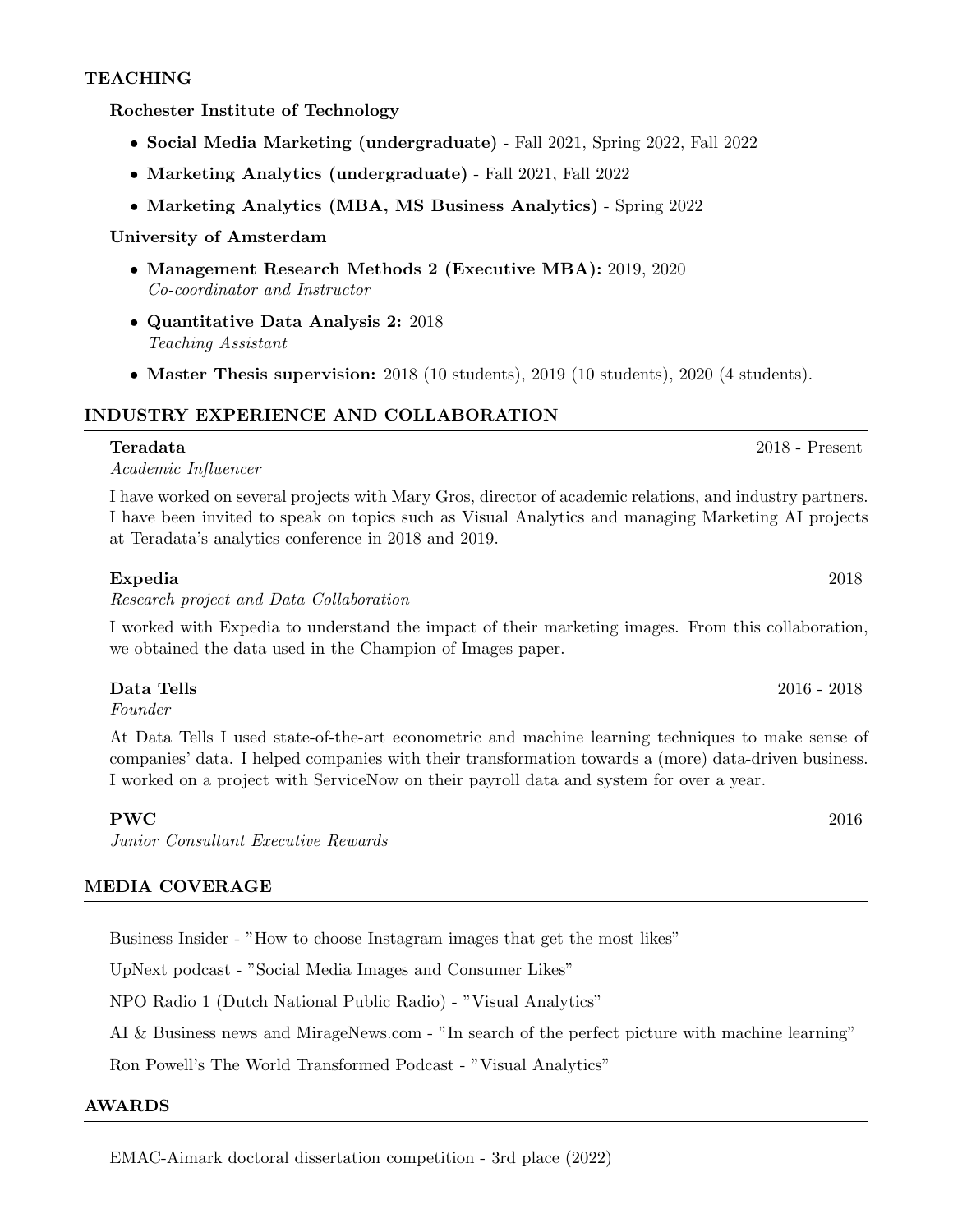## TEACHING

**Rochester Institute of Technology**

- **Social Media Marketing (undergraduate)** - Fall 2021, Spring 2022, Fall 2022
- **Marketing Analytics (undergraduate)** - Fall 2021, Fall 2022
- **Marketing Analytics (MBA, MS Business Analytics)** - Spring 2022

**University of Amsterdam**

- **Management Research Methods 2 (Executive MBA):** 2019, 2020
  *Co-coordinator and Instructor*
- **Quantitative Data Analysis 2:** 2018
  *Teaching Assistant*
- **Master Thesis supervision:** 2018 (10 students), 2019 (10 students), 2020 (4 students).

## INDUSTRY EXPERIENCE AND COLLABORATION

**Teradata** 2018 - Present
*Academic Influencer*

I have worked on several projects with Mary Gros, director of academic relations, and industry partners. I have been invited to speak on topics such as Visual Analytics and managing Marketing AI projects at Teradata's analytics conference in 2018 and 2019.

**Expedia** 2018
*Research project and Data Collaboration*

I worked with Expedia to understand the impact of their marketing images. From this collaboration, we obtained the data used in the Champion of Images paper.

**Data Tells** 2016 - 2018
*Founder*

At Data Tells I used state-of-the-art econometric and machine learning techniques to make sense of companies' data. I helped companies with their transformation towards a (more) data-driven business. I worked on a project with ServiceNow on their payroll data and system for over a year.

**PWC** 2016
*Junior Consultant Executive Rewards*

## MEDIA COVERAGE

Business Insider - "How to choose Instagram images that get the most likes"

UpNext podcast - "Social Media Images and Consumer Likes"

NPO Radio 1 (Dutch National Public Radio) - "Visual Analytics"

AI & Business news and MirageNews.com - "In search of the perfect picture with machine learning"

Ron Powell's The World Transformed Podcast - "Visual Analytics"

## AWARDS

EMAC-Aimark doctoral dissertation competition - 3rd place (2022)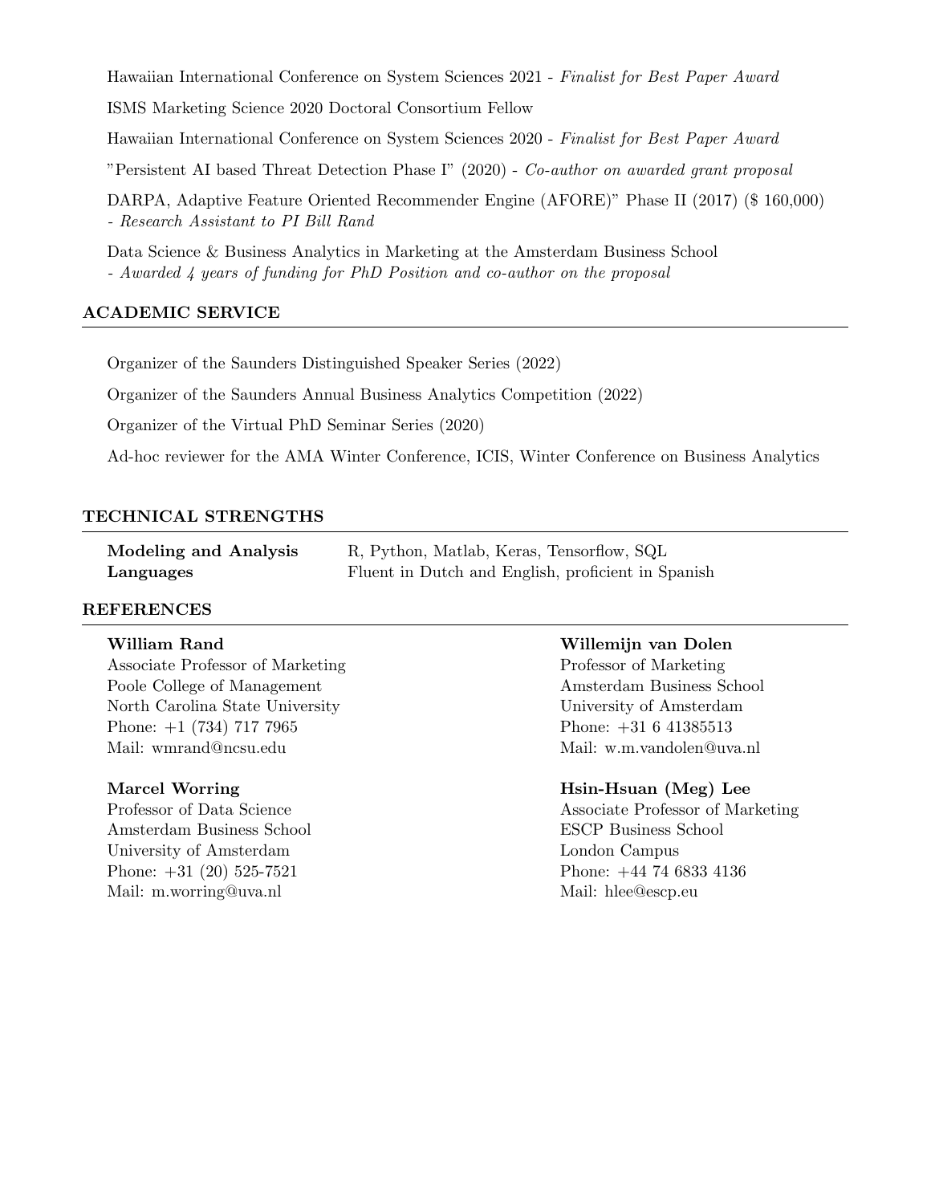Hawaiian International Conference on System Sciences 2021 - *Finalist for Best Paper Award*

ISMS Marketing Science 2020 Doctoral Consortium Fellow

Hawaiian International Conference on System Sciences 2020 - *Finalist for Best Paper Award*

"Persistent AI based Threat Detection Phase I" (2020) - *Co-author on awarded grant proposal*

DARPA, Adaptive Feature Oriented Recommender Engine (AFORE)" Phase II (2017) ($ 160,000) - *Research Assistant to PI Bill Rand*

Data Science & Business Analytics in Marketing at the Amsterdam Business School - *Awarded 4 years of funding for PhD Position and co-author on the proposal*

## ACADEMIC SERVICE

Organizer of the Saunders Distinguished Speaker Series (2022)

Organizer of the Saunders Annual Business Analytics Competition (2022)

Organizer of the Virtual PhD Seminar Series (2020)

Ad-hoc reviewer for the AMA Winter Conference, ICIS, Winter Conference on Business Analytics

## TECHNICAL STRENGTHS

| | |
|---|---|
| **Modeling and Analysis** | R, Python, Matlab, Keras, Tensorflow, SQL |
| **Languages** | Fluent in Dutch and English, proficient in Spanish |

## REFERENCES

**William Rand**
Associate Professor of Marketing
Poole College of Management
North Carolina State University
Phone: +1 (734) 717 7965
Mail: wmrand@ncsu.edu

**Willemijn van Dolen**
Professor of Marketing
Amsterdam Business School
University of Amsterdam
Phone: +31 6 41385513
Mail: w.m.vandolen@uva.nl

**Marcel Worring**
Professor of Data Science
Amsterdam Business School
University of Amsterdam
Phone: +31 (20) 525-7521
Mail: m.worring@uva.nl

**Hsin-Hsuan (Meg) Lee**
Associate Professor of Marketing
ESCP Business School
London Campus
Phone: +44 74 6833 4136
Mail: hlee@escp.eu